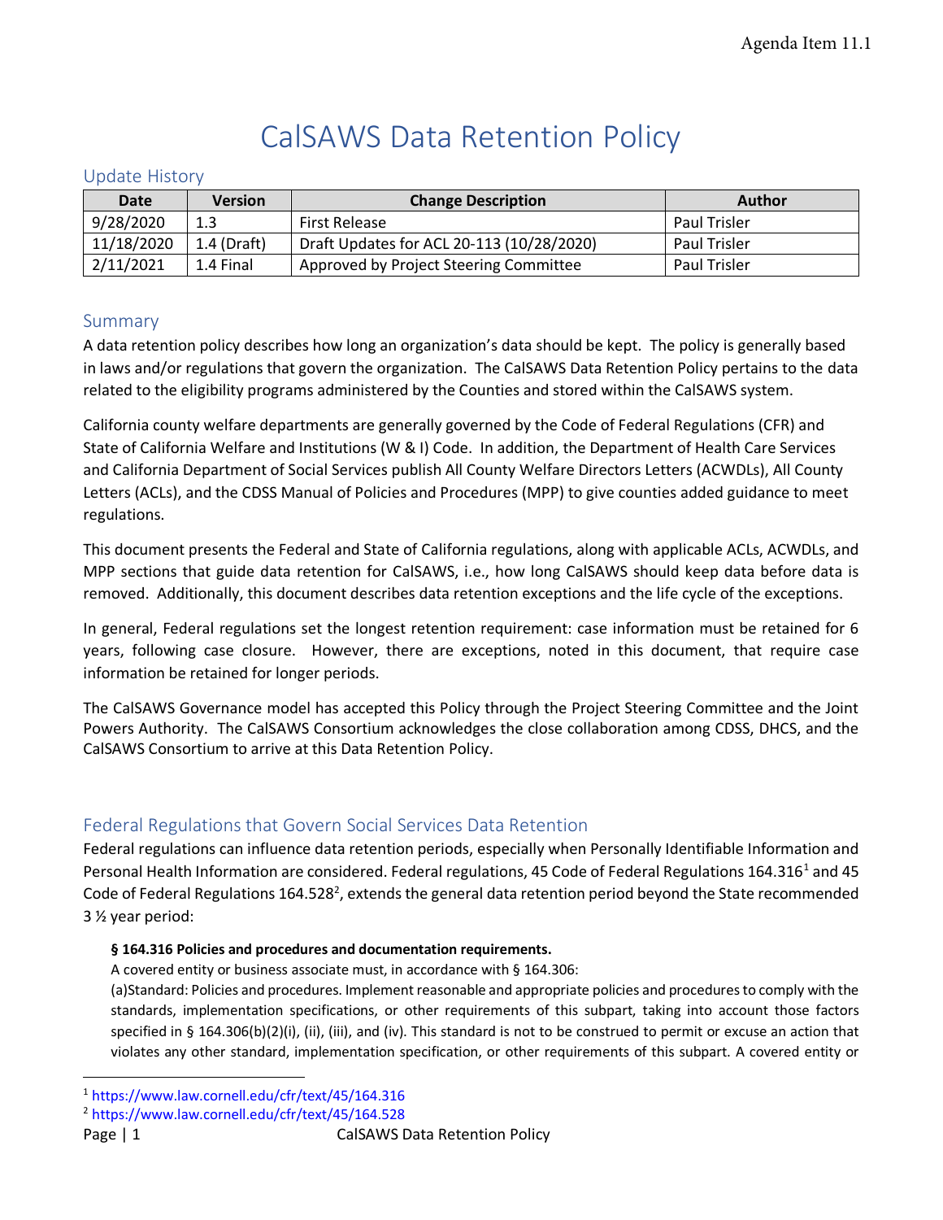# CalSAWS Data Retention Policy

## Update History

| Date | Version | Change Description | Author |
|---|---|---|---|
| 9/28/2020 | 1.3 | First Release | Paul Trisler |
| 11/18/2020 | 1.4 (Draft) | Draft Updates for ACL 20-113 (10/28/2020) | Paul Trisler |
| 2/11/2021 | 1.4 Final | Approved by Project Steering Committee | Paul Trisler |

## Summary

A data retention policy describes how long an organization's data should be kept. The policy is generally based in laws and/or regulations that govern the organization. The CalSAWS Data Retention Policy pertains to the data related to the eligibility programs administered by the Counties and stored within the CalSAWS system.

California county welfare departments are generally governed by the Code of Federal Regulations (CFR) and State of California Welfare and Institutions (W & I) Code. In addition, the Department of Health Care Services and California Department of Social Services publish All County Welfare Directors Letters (ACWDLs), All County Letters (ACLs), and the CDSS Manual of Policies and Procedures (MPP) to give counties added guidance to meet regulations.

This document presents the Federal and State of California regulations, along with applicable ACLs, ACWDLs, and MPP sections that guide data retention for CalSAWS, i.e., how long CalSAWS should keep data before data is removed. Additionally, this document describes data retention exceptions and the life cycle of the exceptions.

In general, Federal regulations set the longest retention requirement: case information must be retained for 6 years, following case closure. However, there are exceptions, noted in this document, that require case information be retained for longer periods.

The CalSAWS Governance model has accepted this Policy through the Project Steering Committee and the Joint Powers Authority. The CalSAWS Consortium acknowledges the close collaboration among CDSS, DHCS, and the CalSAWS Consortium to arrive at this Data Retention Policy.

## Federal Regulations that Govern Social Services Data Retention

Federal regulations can influence data retention periods, especially when Personally Identifiable Information and Personal Health Information are considered. Federal regulations, 45 Code of Federal Regulations 164.316[1] and 45 Code of Federal Regulations 164.528[2], extends the general data retention period beyond the State recommended 3 ½ year period:

> **§ 164.316 Policies and procedures and documentation requirements.**
>
> A covered entity or business associate must, in accordance with § 164.306:
>
> (a)Standard: Policies and procedures. Implement reasonable and appropriate policies and procedures to comply with the standards, implementation specifications, or other requirements of this subpart, taking into account those factors specified in § 164.306(b)(2)(i), (ii), (iii), and (iv). This standard is not to be construed to permit or excuse an action that violates any other standard, implementation specification, or other requirements of this subpart. A covered entity or

[1] https://www.law.cornell.edu/cfr/text/45/164.316
[2] https://www.law.cornell.edu/cfr/text/45/164.528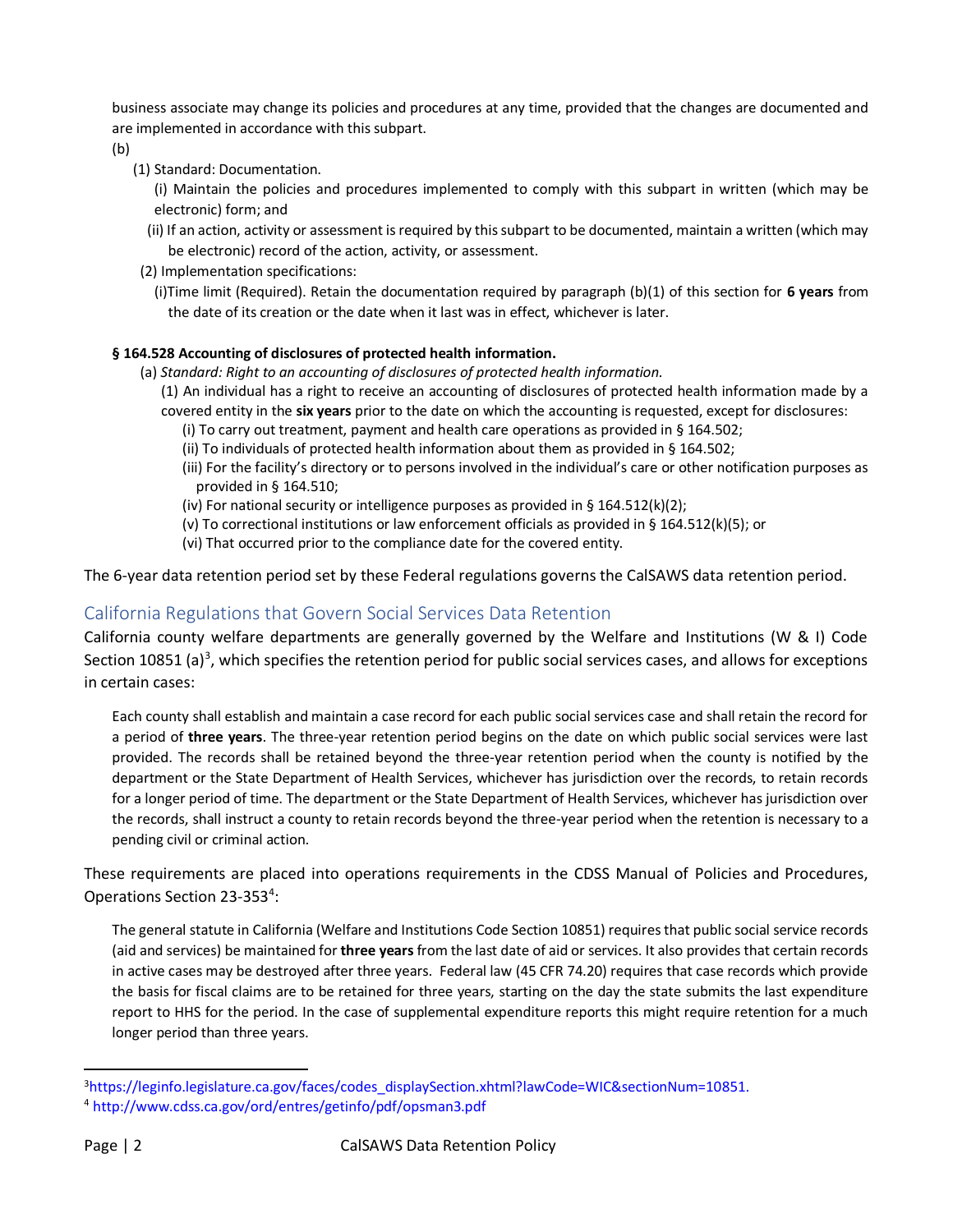business associate may change its policies and procedures at any time, provided that the changes are documented and are implemented in accordance with this subpart.

(b)

(1) Standard: Documentation.

(i) Maintain the policies and procedures implemented to comply with this subpart in written (which may be electronic) form; and

(ii) If an action, activity or assessment is required by this subpart to be documented, maintain a written (which may be electronic) record of the action, activity, or assessment.

(2) Implementation specifications:

(i)Time limit (Required). Retain the documentation required by paragraph (b)(1) of this section for **6 years** from the date of its creation or the date when it last was in effect, whichever is later.

**§ 164.528 Accounting of disclosures of protected health information.**

(a) *Standard: Right to an accounting of disclosures of protected health information.*

(1) An individual has a right to receive an accounting of disclosures of protected health information made by a covered entity in the **six years** prior to the date on which the accounting is requested, except for disclosures:

(i) To carry out treatment, payment and health care operations as provided in § 164.502;

(ii) To individuals of protected health information about them as provided in § 164.502;

(iii) For the facility's directory or to persons involved in the individual's care or other notification purposes as provided in § 164.510;

(iv) For national security or intelligence purposes as provided in § 164.512(k)(2);

(v) To correctional institutions or law enforcement officials as provided in § 164.512(k)(5); or

(vi) That occurred prior to the compliance date for the covered entity.

The 6-year data retention period set by these Federal regulations governs the CalSAWS data retention period.

## California Regulations that Govern Social Services Data Retention

California county welfare departments are generally governed by the Welfare and Institutions (W & I) Code Section 10851 (a)[3], which specifies the retention period for public social services cases, and allows for exceptions in certain cases:

> Each county shall establish and maintain a case record for each public social services case and shall retain the record for a period of **three years**. The three-year retention period begins on the date on which public social services were last provided. The records shall be retained beyond the three-year retention period when the county is notified by the department or the State Department of Health Services, whichever has jurisdiction over the records, to retain records for a longer period of time. The department or the State Department of Health Services, whichever has jurisdiction over the records, shall instruct a county to retain records beyond the three-year period when the retention is necessary to a pending civil or criminal action.

These requirements are placed into operations requirements in the CDSS Manual of Policies and Procedures, Operations Section 23-353[4]:

> The general statute in California (Welfare and Institutions Code Section 10851) requires that public social service records (aid and services) be maintained for **three years** from the last date of aid or services. It also provides that certain records in active cases may be destroyed after three years. Federal law (45 CFR 74.20) requires that case records which provide the basis for fiscal claims are to be retained for three years, starting on the day the state submits the last expenditure report to HHS for the period. In the case of supplemental expenditure reports this might require retention for a much longer period than three years.

---

[3] https://leginfo.legislature.ca.gov/faces/codes_displaySection.xhtml?lawCode=WIC&sectionNum=10851.

[4] http://www.cdss.ca.gov/ord/entres/getinfo/pdf/opsman3.pdf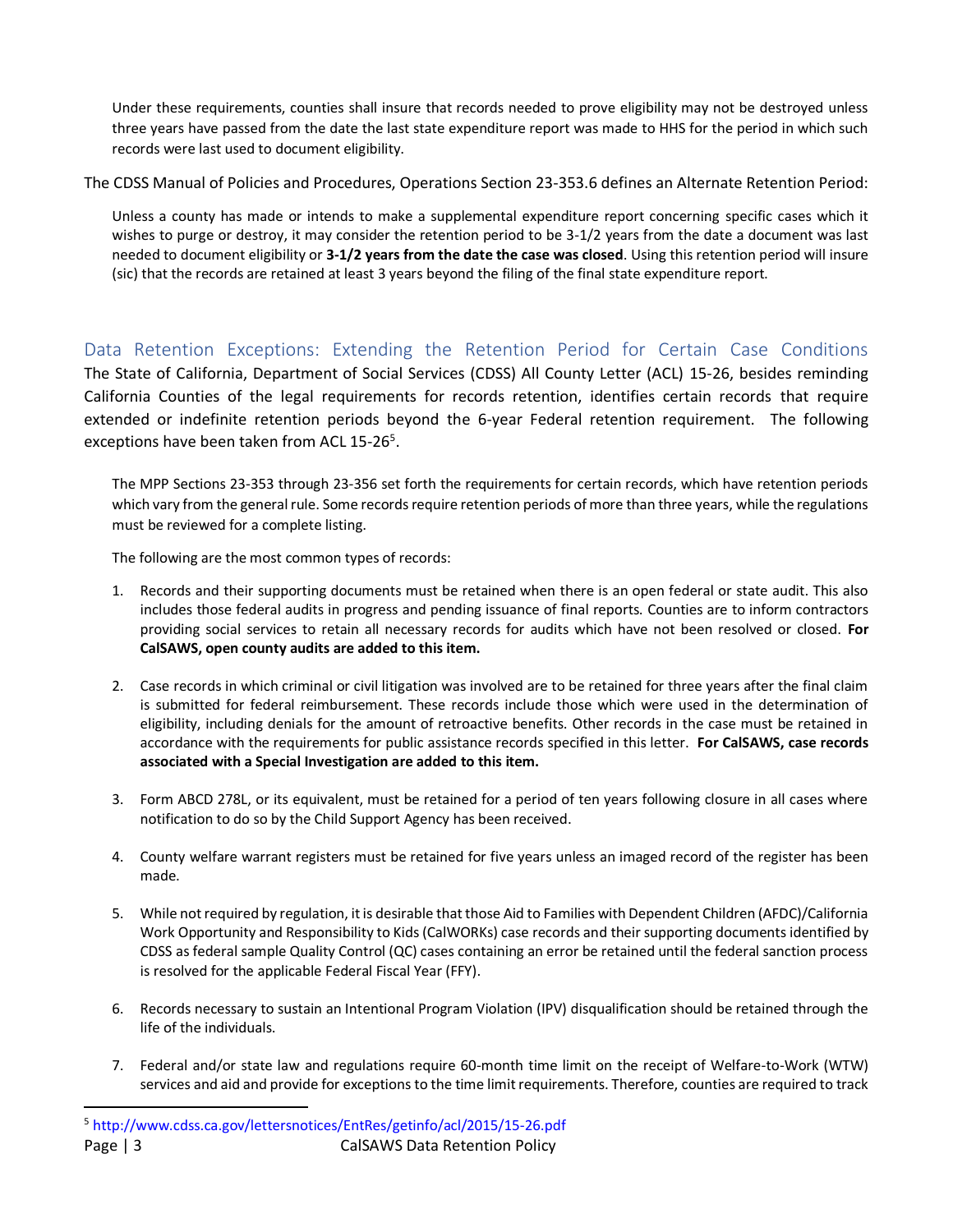> Under these requirements, counties shall insure that records needed to prove eligibility may not be destroyed unless three years have passed from the date the last state expenditure report was made to HHS for the period in which such records were last used to document eligibility.

The CDSS Manual of Policies and Procedures, Operations Section 23-353.6 defines an Alternate Retention Period:

> Unless a county has made or intends to make a supplemental expenditure report concerning specific cases which it wishes to purge or destroy, it may consider the retention period to be 3-1/2 years from the date a document was last needed to document eligibility or **3-1/2 years from the date the case was closed**. Using this retention period will insure (sic) that the records are retained at least 3 years beyond the filing of the final state expenditure report.

## Data Retention Exceptions: Extending the Retention Period for Certain Case Conditions

The State of California, Department of Social Services (CDSS) All County Letter (ACL) 15-26, besides reminding California Counties of the legal requirements for records retention, identifies certain records that require extended or indefinite retention periods beyond the 6-year Federal retention requirement. The following exceptions have been taken from ACL 15-26[5].

> The MPP Sections 23-353 through 23-356 set forth the requirements for certain records, which have retention periods which vary from the general rule. Some records require retention periods of more than three years, while the regulations must be reviewed for a complete listing.
>
> The following are the most common types of records:
>
> 1. Records and their supporting documents must be retained when there is an open federal or state audit. This also includes those federal audits in progress and pending issuance of final reports. Counties are to inform contractors providing social services to retain all necessary records for audits which have not been resolved or closed. **For CalSAWS, open county audits are added to this item.**
>
> 2. Case records in which criminal or civil litigation was involved are to be retained for three years after the final claim is submitted for federal reimbursement. These records include those which were used in the determination of eligibility, including denials for the amount of retroactive benefits. Other records in the case must be retained in accordance with the requirements for public assistance records specified in this letter. **For CalSAWS, case records associated with a Special Investigation are added to this item.**
>
> 3. Form ABCD 278L, or its equivalent, must be retained for a period of ten years following closure in all cases where notification to do so by the Child Support Agency has been received.
>
> 4. County welfare warrant registers must be retained for five years unless an imaged record of the register has been made.
>
> 5. While not required by regulation, it is desirable that those Aid to Families with Dependent Children (AFDC)/California Work Opportunity and Responsibility to Kids (CalWORKs) case records and their supporting documents identified by CDSS as federal sample Quality Control (QC) cases containing an error be retained until the federal sanction process is resolved for the applicable Federal Fiscal Year (FFY).
>
> 6. Records necessary to sustain an Intentional Program Violation (IPV) disqualification should be retained through the life of the individuals.
>
> 7. Federal and/or state law and regulations require 60-month time limit on the receipt of Welfare-to-Work (WTW) services and aid and provide for exceptions to the time limit requirements. Therefore, counties are required to track

---

[5] http://www.cdss.ca.gov/lettersnotices/EntRes/getinfo/acl/2015/15-26.pdf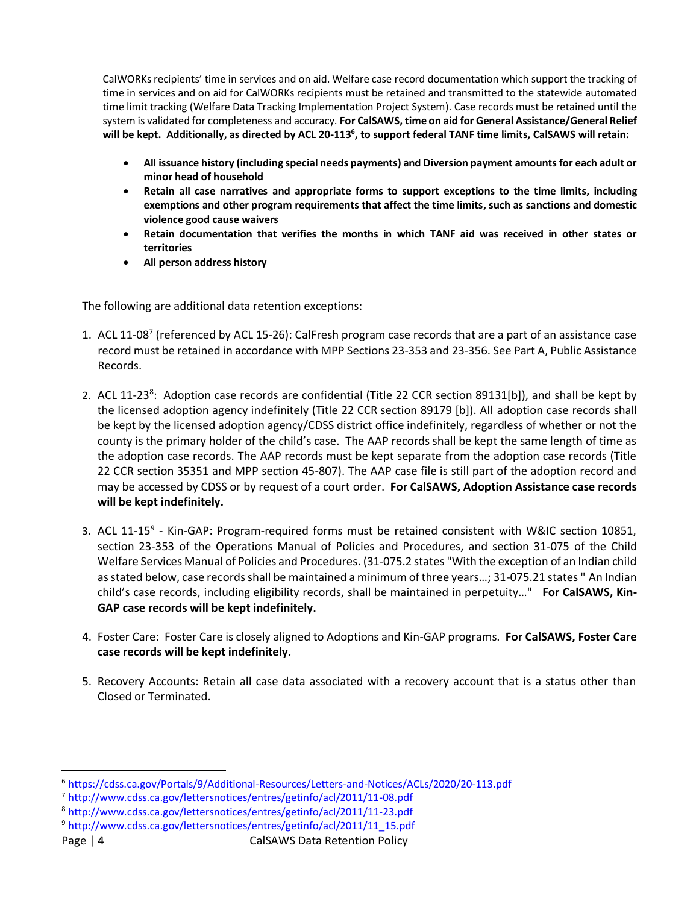CalWORKs recipients' time in services and on aid. Welfare case record documentation which support the tracking of time in services and on aid for CalWORKs recipients must be retained and transmitted to the statewide automated time limit tracking (Welfare Data Tracking Implementation Project System). Case records must be retained until the system is validated for completeness and accuracy. **For CalSAWS, time on aid for General Assistance/General Relief will be kept. Additionally, as directed by ACL 20-113[6], to support federal TANF time limits, CalSAWS will retain:**

- **All issuance history (including special needs payments) and Diversion payment amounts for each adult or minor head of household**
- **Retain all case narratives and appropriate forms to support exceptions to the time limits, including exemptions and other program requirements that affect the time limits, such as sanctions and domestic violence good cause waivers**
- **Retain documentation that verifies the months in which TANF aid was received in other states or territories**
- **All person address history**

The following are additional data retention exceptions:

1. ACL 11-08[7] (referenced by ACL 15-26): CalFresh program case records that are a part of an assistance case record must be retained in accordance with MPP Sections 23-353 and 23-356. See Part A, Public Assistance Records.

2. ACL 11-23[8]: Adoption case records are confidential (Title 22 CCR section 89131[b]), and shall be kept by the licensed adoption agency indefinitely (Title 22 CCR section 89179 [b]). All adoption case records shall be kept by the licensed adoption agency/CDSS district office indefinitely, regardless of whether or not the county is the primary holder of the child's case. The AAP records shall be kept the same length of time as the adoption case records. The AAP records must be kept separate from the adoption case records (Title 22 CCR section 35351 and MPP section 45-807). The AAP case file is still part of the adoption record and may be accessed by CDSS or by request of a court order. **For CalSAWS, Adoption Assistance case records will be kept indefinitely.**

3. ACL 11-15[9] - Kin-GAP: Program-required forms must be retained consistent with W&IC section 10851, section 23-353 of the Operations Manual of Policies and Procedures, and section 31-075 of the Child Welfare Services Manual of Policies and Procedures. (31-075.2 states "With the exception of an Indian child as stated below, case records shall be maintained a minimum of three years…; 31-075.21 states " An Indian child's case records, including eligibility records, shall be maintained in perpetuity…" **For CalSAWS, Kin-GAP case records will be kept indefinitely.**

4. Foster Care: Foster Care is closely aligned to Adoptions and Kin-GAP programs. **For CalSAWS, Foster Care case records will be kept indefinitely.**

5. Recovery Accounts: Retain all case data associated with a recovery account that is a status other than Closed or Terminated.

---

[6] https://cdss.ca.gov/Portals/9/Additional-Resources/Letters-and-Notices/ACLs/2020/20-113.pdf

[7] http://www.cdss.ca.gov/lettersnotices/entres/getinfo/acl/2011/11-08.pdf

[8] http://www.cdss.ca.gov/lettersnotices/entres/getinfo/acl/2011/11-23.pdf

[9] http://www.cdss.ca.gov/lettersnotices/entres/getinfo/acl/2011/11_15.pdf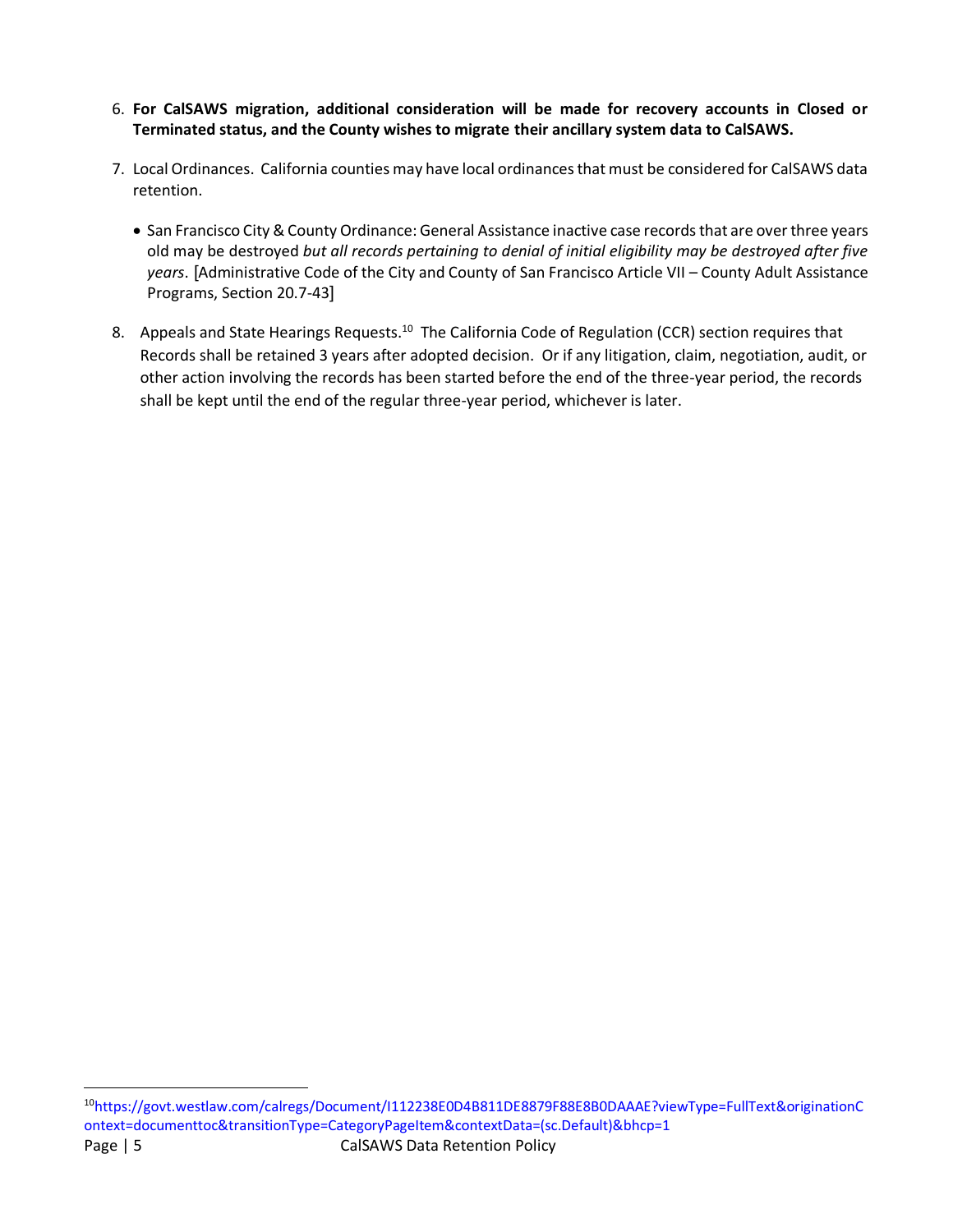6. **For CalSAWS migration, additional consideration will be made for recovery accounts in Closed or Terminated status, and the County wishes to migrate their ancillary system data to CalSAWS.**

7. Local Ordinances. California counties may have local ordinances that must be considered for CalSAWS data retention.

   - San Francisco City & County Ordinance: General Assistance inactive case records that are over three years old may be destroyed *but all records pertaining to denial of initial eligibility may be destroyed after five years*. [Administrative Code of the City and County of San Francisco Article VII – County Adult Assistance Programs, Section 20.7-43]

8. Appeals and State Hearings Requests.[10] The California Code of Regulation (CCR) section requires that Records shall be retained 3 years after adopted decision. Or if any litigation, claim, negotiation, audit, or other action involving the records has been started before the end of the three-year period, the records shall be kept until the end of the regular three-year period, whichever is later.

---

[10] https://govt.westlaw.com/calregs/Document/I112238E0D4B811DE8879F88E8B0DAAAE?viewType=FullText&originationContext=documenttoc&transitionType=CategoryPageItem&contextData=(sc.Default)&bhcp=1